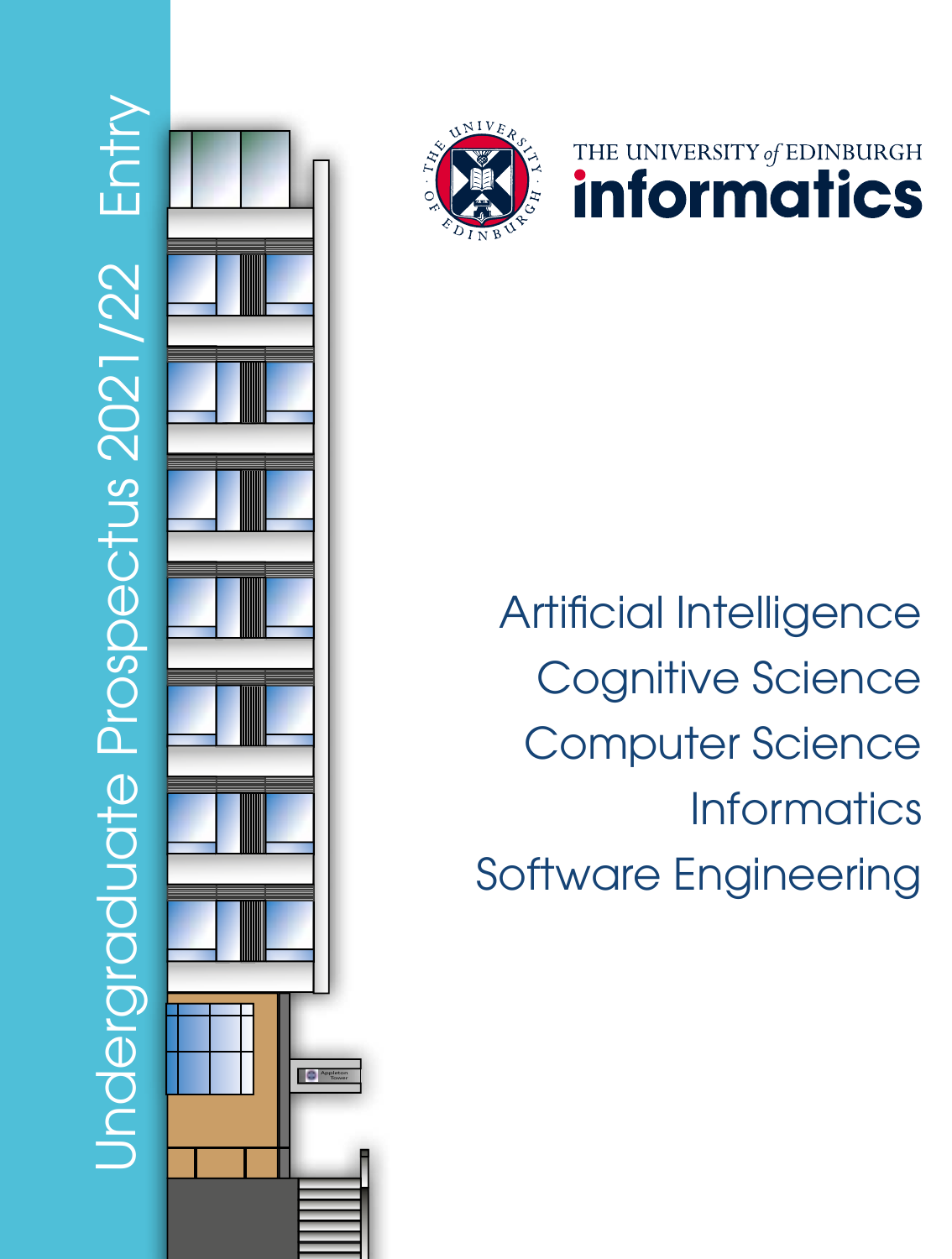# Undergraduate Prospectus 2021/22 Entry

THE UNIVERSITY *of* EDINBURGH

# informatics

Artificial Intelligence

Cognitive Science

Computer Science

Informatics

Software Engineering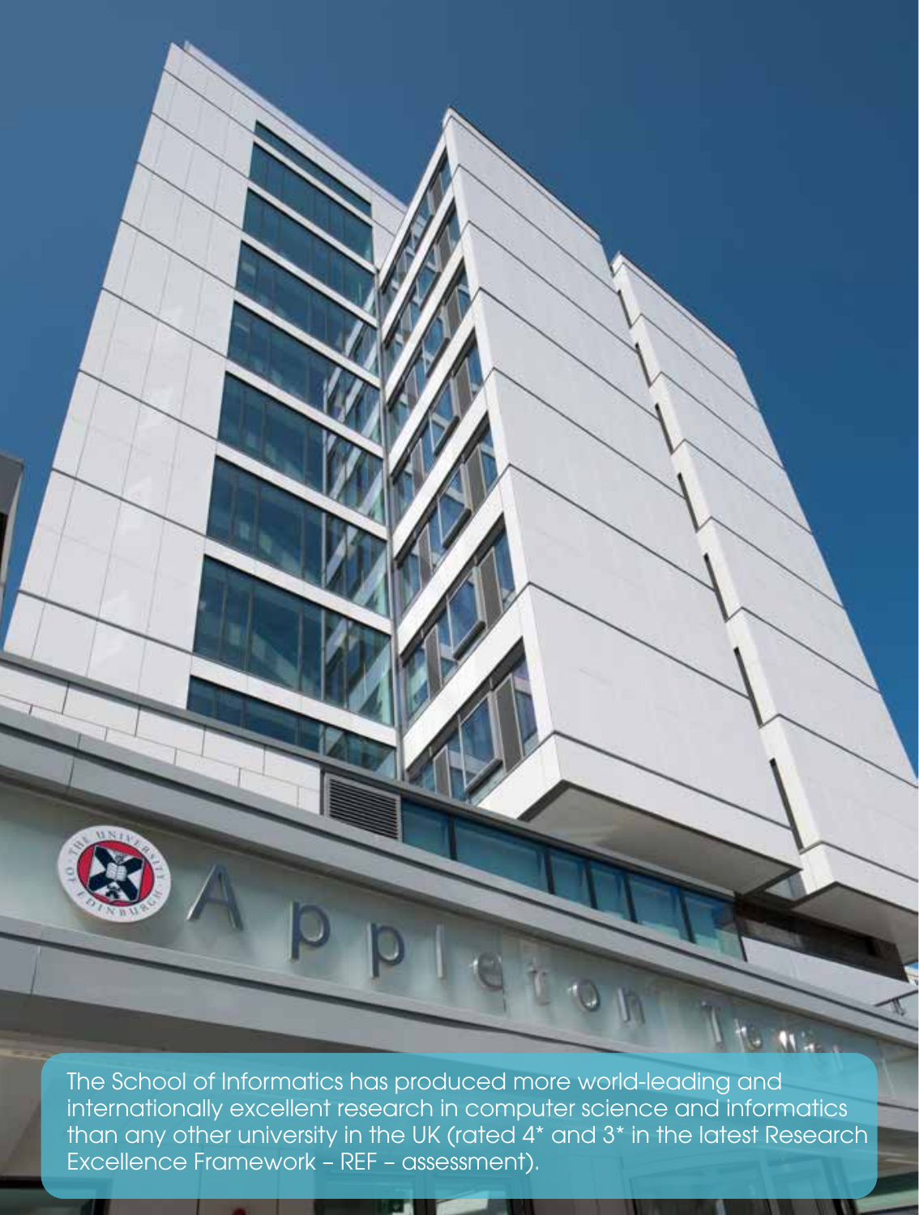The School of Informatics has produced more world-leading and internationally excellent research in computer science and informatics than any other university in the UK (rated 4* and 3* in the latest Research Excellence Framework – REF – assessment).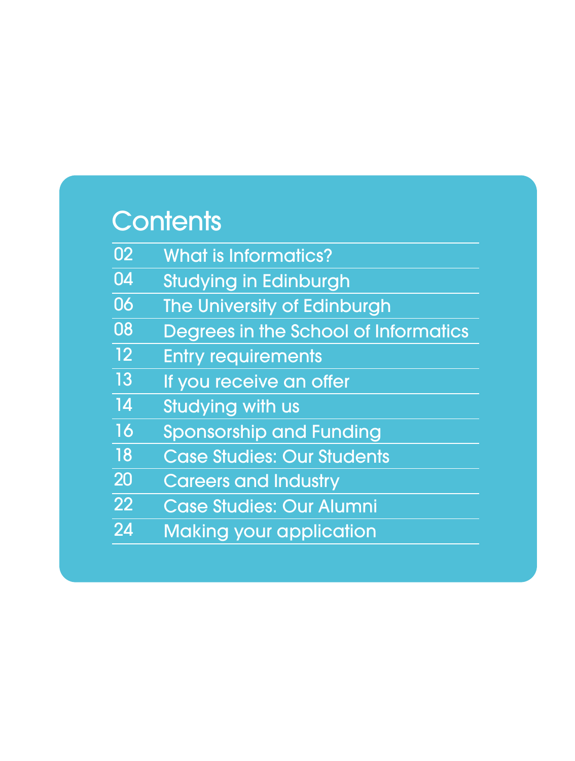# Contents

| | |
|---|---|
| 02 | What is Informatics? |
| 04 | Studying in Edinburgh |
| 06 | The University of Edinburgh |
| 08 | Degrees in the School of Informatics |
| 12 | Entry requirements |
| 13 | If you receive an offer |
| 14 | Studying with us |
| 16 | Sponsorship and Funding |
| 18 | Case Studies: Our Students |
| 20 | Careers and Industry |
| 22 | Case Studies: Our Alumni |
| 24 | Making your application |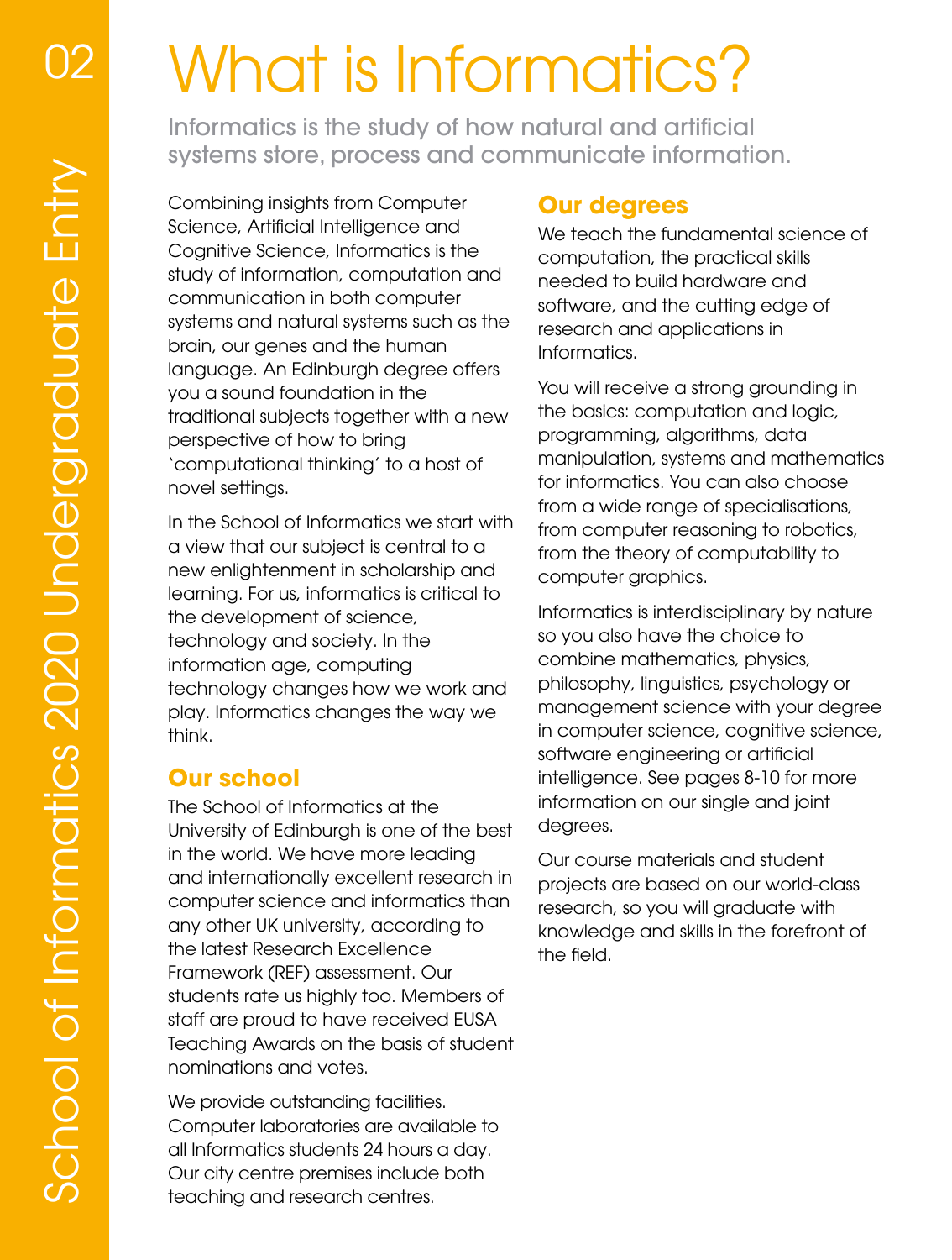# What is Informatics?

Informatics is the study of how natural and artificial systems store, process and communicate information.

Combining insights from Computer Science, Artificial Intelligence and Cognitive Science, Informatics is the study of information, computation and communication in both computer systems and natural systems such as the brain, our genes and the human language. An Edinburgh degree offers you a sound foundation in the traditional subjects together with a new perspective of how to bring `computational thinking' to a host of novel settings.

In the School of Informatics we start with a view that our subject is central to a new enlightenment in scholarship and learning. For us, informatics is critical to the development of science, technology and society. In the information age, computing technology changes how we work and play. Informatics changes the way we think.

## Our school

The School of Informatics at the University of Edinburgh is one of the best in the world. We have more leading and internationally excellent research in computer science and informatics than any other UK university, according to the latest Research Excellence Framework (REF) assessment. Our students rate us highly too. Members of staff are proud to have received EUSA Teaching Awards on the basis of student nominations and votes.

We provide outstanding facilities. Computer laboratories are available to all Informatics students 24 hours a day. Our city centre premises include both teaching and research centres.

## Our degrees

We teach the fundamental science of computation, the practical skills needed to build hardware and software, and the cutting edge of research and applications in Informatics.

You will receive a strong grounding in the basics: computation and logic, programming, algorithms, data manipulation, systems and mathematics for informatics. You can also choose from a wide range of specialisations, from computer reasoning to robotics, from the theory of computability to computer graphics.

Informatics is interdisciplinary by nature so you also have the choice to combine mathematics, physics, philosophy, linguistics, psychology or management science with your degree in computer science, cognitive science, software engineering or artificial intelligence. See pages 8-10 for more information on our single and joint degrees.

Our course materials and student projects are based on our world-class research, so you will graduate with knowledge and skills in the forefront of the field.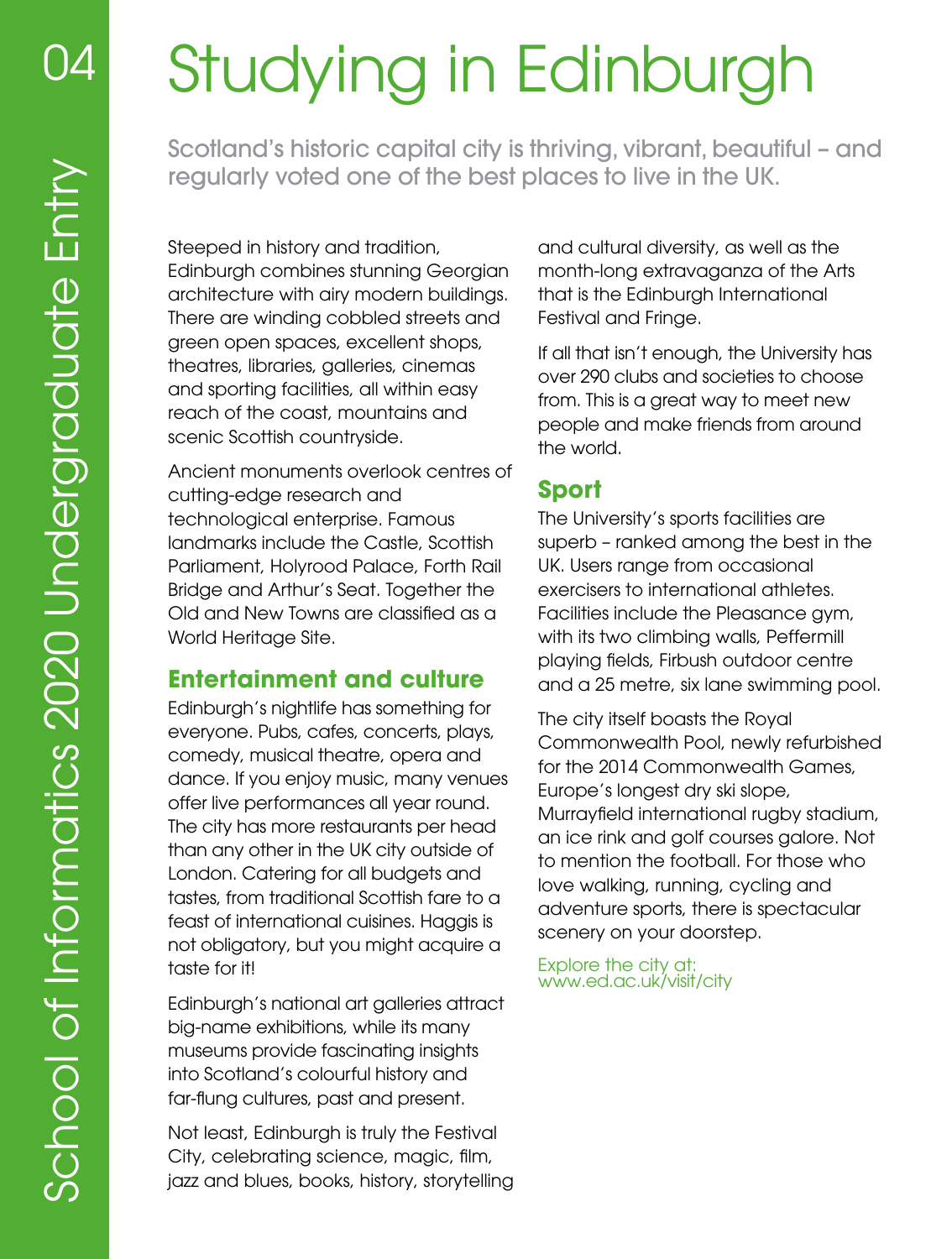# Studying in Edinburgh

Scotland's historic capital city is thriving, vibrant, beautiful – and regularly voted one of the best places to live in the UK.

Steeped in history and tradition, Edinburgh combines stunning Georgian architecture with airy modern buildings. There are winding cobbled streets and green open spaces, excellent shops, theatres, libraries, galleries, cinemas and sporting facilities, all within easy reach of the coast, mountains and scenic Scottish countryside.

Ancient monuments overlook centres of cutting-edge research and technological enterprise. Famous landmarks include the Castle, Scottish Parliament, Holyrood Palace, Forth Rail Bridge and Arthur's Seat. Together the Old and New Towns are classified as a World Heritage Site.

## Entertainment and culture

Edinburgh's nightlife has something for everyone. Pubs, cafes, concerts, plays, comedy, musical theatre, opera and dance. If you enjoy music, many venues offer live performances all year round. The city has more restaurants per head than any other in the UK city outside of London. Catering for all budgets and tastes, from traditional Scottish fare to a feast of international cuisines. Haggis is not obligatory, but you might acquire a taste for it!

Edinburgh's national art galleries attract big-name exhibitions, while its many museums provide fascinating insights into Scotland's colourful history and far-flung cultures, past and present.

Not least, Edinburgh is truly the Festival City, celebrating science, magic, film, jazz and blues, books, history, storytelling and cultural diversity, as well as the month-long extravaganza of the Arts that is the Edinburgh International Festival and Fringe.

If all that isn't enough, the University has over 290 clubs and societies to choose from. This is a great way to meet new people and make friends from around the world.

## Sport

The University's sports facilities are superb – ranked among the best in the UK. Users range from occasional exercisers to international athletes. Facilities include the Pleasance gym, with its two climbing walls, Peffermill playing fields, Firbush outdoor centre and a 25 metre, six lane swimming pool.

The city itself boasts the Royal Commonwealth Pool, newly refurbished for the 2014 Commonwealth Games, Europe's longest dry ski slope, Murrayfield international rugby stadium, an ice rink and golf courses galore. Not to mention the football. For those who love walking, running, cycling and adventure sports, there is spectacular scenery on your doorstep.

Explore the city at:
www.ed.ac.uk/visit/city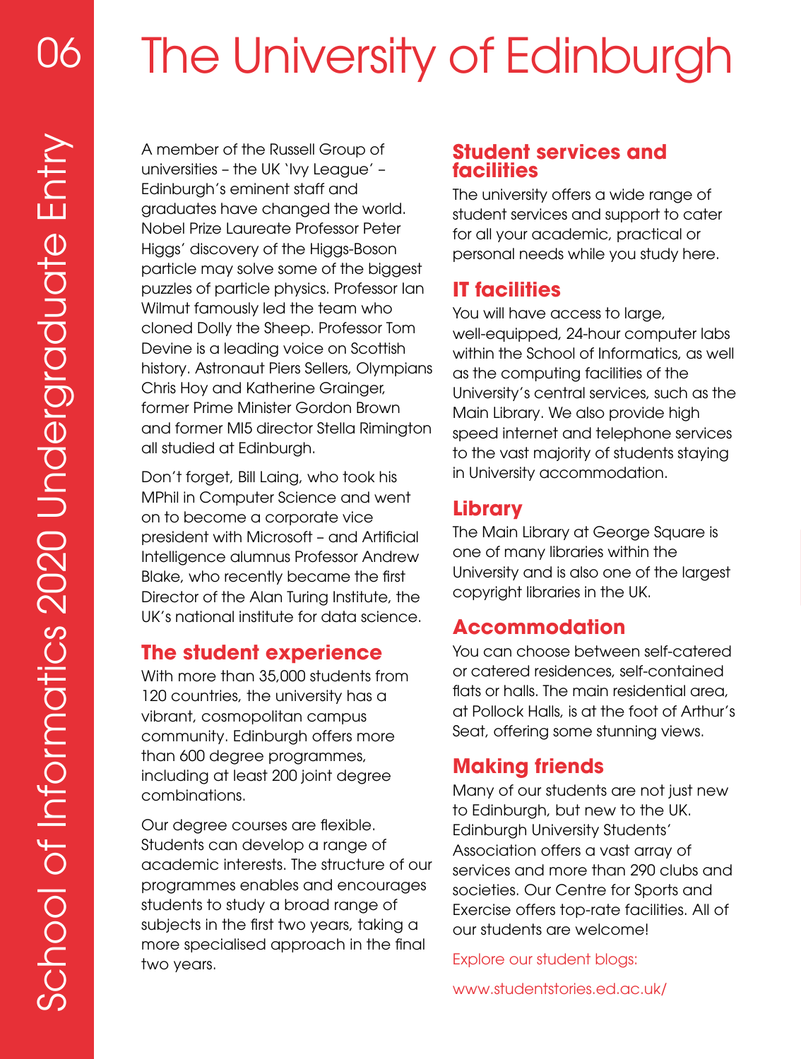# The University of Edinburgh

A member of the Russell Group of universities – the UK 'Ivy League' – Edinburgh's eminent staff and graduates have changed the world. Nobel Prize Laureate Professor Peter Higgs' discovery of the Higgs-Boson particle may solve some of the biggest puzzles of particle physics. Professor Ian Wilmut famously led the team who cloned Dolly the Sheep. Professor Tom Devine is a leading voice on Scottish history. Astronaut Piers Sellers, Olympians Chris Hoy and Katherine Grainger, former Prime Minister Gordon Brown and former MI5 director Stella Rimington all studied at Edinburgh.

Don't forget, Bill Laing, who took his MPhil in Computer Science and went on to become a corporate vice president with Microsoft – and Artificial Intelligence alumnus Professor Andrew Blake, who recently became the first Director of the Alan Turing Institute, the UK's national institute for data science.

## The student experience

With more than 35,000 students from 120 countries, the university has a vibrant, cosmopolitan campus community. Edinburgh offers more than 600 degree programmes, including at least 200 joint degree combinations.

Our degree courses are flexible. Students can develop a range of academic interests. The structure of our programmes enables and encourages students to study a broad range of subjects in the first two years, taking a more specialised approach in the final two years.

## Student services and facilities

The university offers a wide range of student services and support to cater for all your academic, practical or personal needs while you study here.

## IT facilities

You will have access to large, well-equipped, 24-hour computer labs within the School of Informatics, as well as the computing facilities of the University's central services, such as the Main Library. We also provide high speed internet and telephone services to the vast majority of students staying in University accommodation.

## Library

The Main Library at George Square is one of many libraries within the University and is also one of the largest copyright libraries in the UK.

## Accommodation

You can choose between self-catered or catered residences, self-contained flats or halls. The main residential area, at Pollock Halls, is at the foot of Arthur's Seat, offering some stunning views.

## Making friends

Many of our students are not just new to Edinburgh, but new to the UK. Edinburgh University Students' Association offers a vast array of services and more than 290 clubs and societies. Our Centre for Sports and Exercise offers top-rate facilities. All of our students are welcome!

Explore our student blogs:

www.studentstories.ed.ac.uk/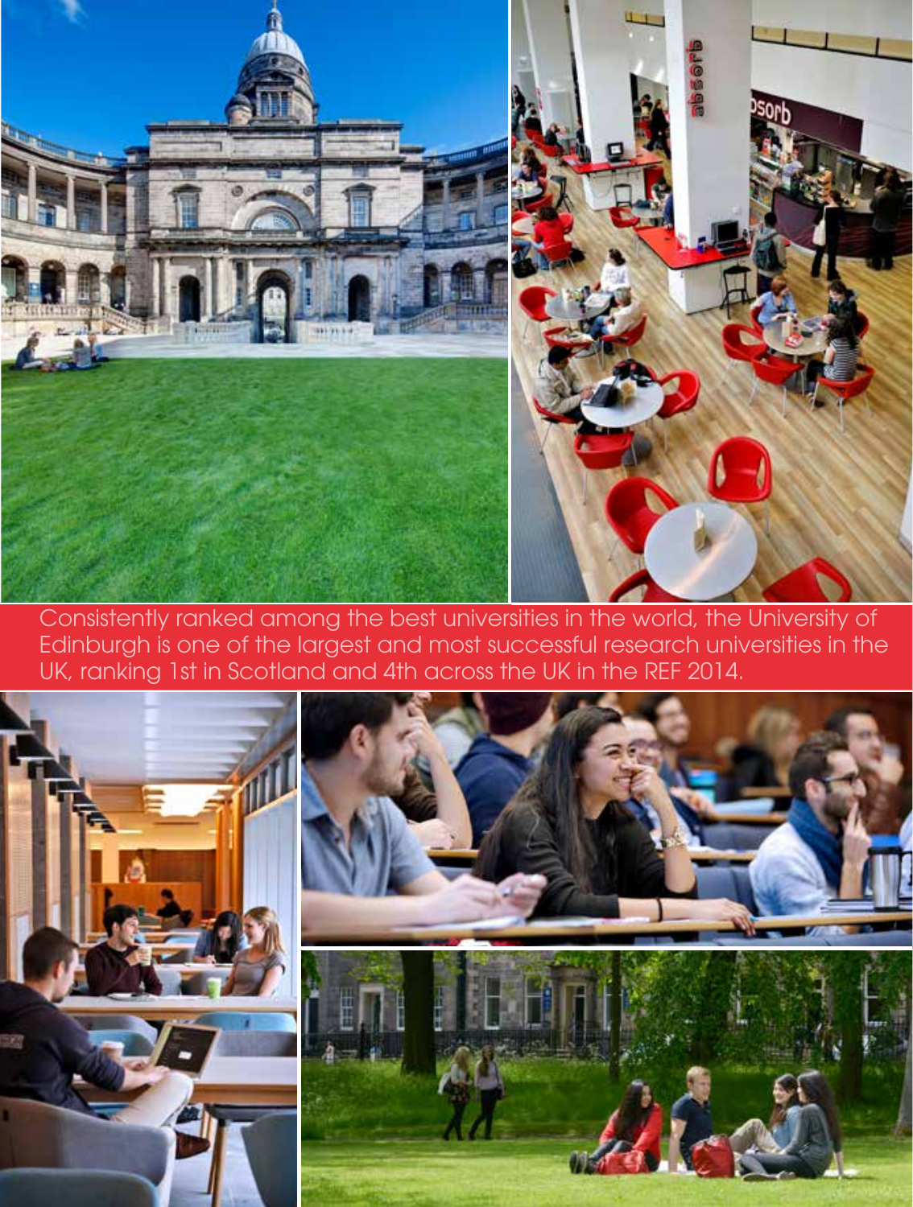Consistently ranked among the best universities in the world, the University of Edinburgh is one of the largest and most successful research universities in the UK, ranking 1st in Scotland and 4th across the UK in the REF 2014.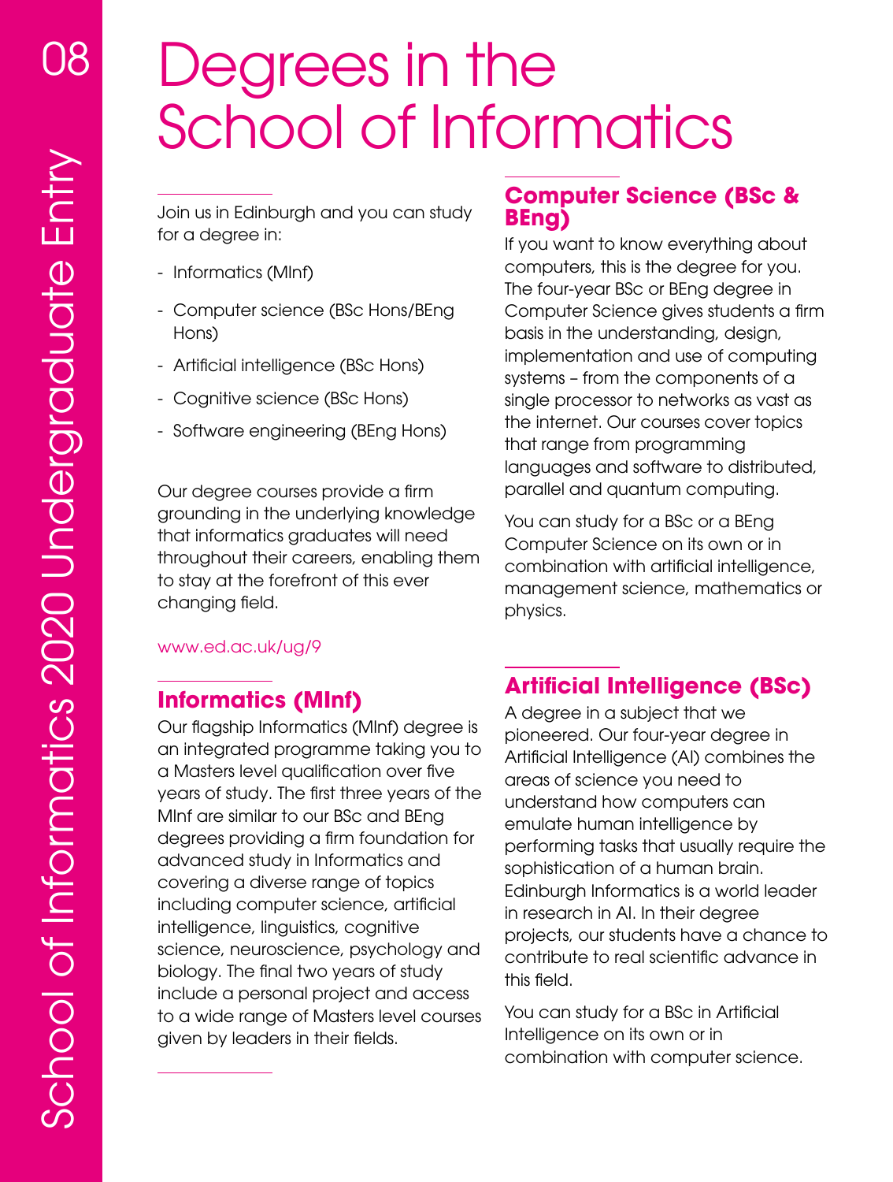// Unrendered transcription; assistant output is below
# Degrees in the School of Informatics

Join us in Edinburgh and you can study for a degree in:

- Informatics (MInf)
- Computer science (BSc Hons/BEng Hons)
- Artificial intelligence (BSc Hons)
- Cognitive science (BSc Hons)
- Software engineering (BEng Hons)

Our degree courses provide a firm grounding in the underlying knowledge that informatics graduates will need throughout their careers, enabling them to stay at the forefront of this ever changing field.

www.ed.ac.uk/ug/9

## Informatics (MInf)

Our flagship Informatics (MInf) degree is an integrated programme taking you to a Masters level qualification over five years of study. The first three years of the MInf are similar to our BSc and BEng degrees providing a firm foundation for advanced study in Informatics and covering a diverse range of topics including computer science, artificial intelligence, linguistics, cognitive science, neuroscience, psychology and biology. The final two years of study include a personal project and access to a wide range of Masters level courses given by leaders in their fields.

## Computer Science (BSc & BEng)

If you want to know everything about computers, this is the degree for you. The four-year BSc or BEng degree in Computer Science gives students a firm basis in the understanding, design, implementation and use of computing systems – from the components of a single processor to networks as vast as the internet. Our courses cover topics that range from programming languages and software to distributed, parallel and quantum computing.

You can study for a BSc or a BEng Computer Science on its own or in combination with artificial intelligence, management science, mathematics or physics.

## Artificial Intelligence (BSc)

A degree in a subject that we pioneered. Our four-year degree in Artificial Intelligence (AI) combines the areas of science you need to understand how computers can emulate human intelligence by performing tasks that usually require the sophistication of a human brain. Edinburgh Informatics is a world leader in research in AI. In their degree projects, our students have a chance to contribute to real scientific advance in this field.

You can study for a BSc in Artificial Intelligence on its own or in combination with computer science.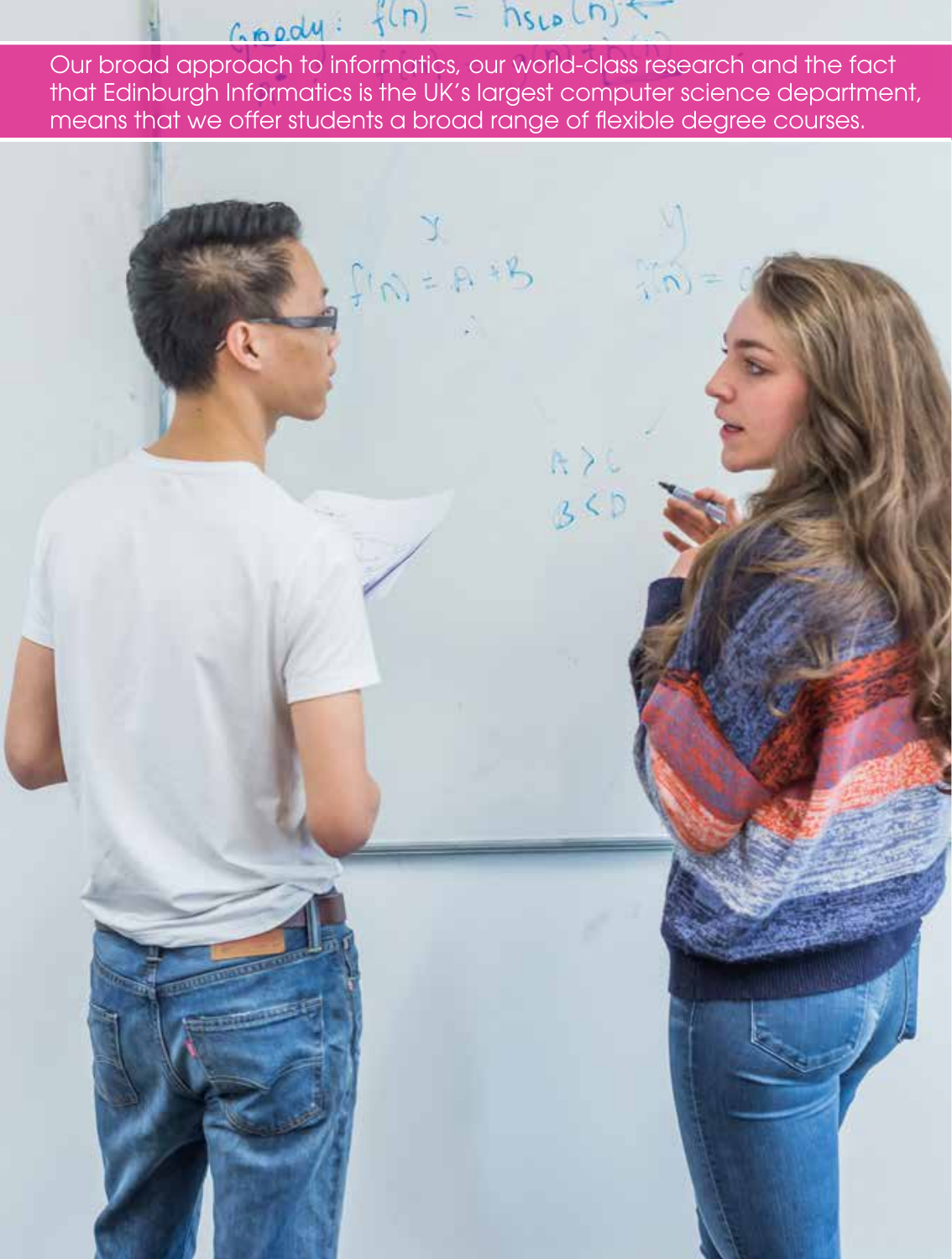Our broad approach to informatics, our world-class research and the fact that Edinburgh Informatics is the UK's largest computer science department, means that we offer students a broad range of flexible degree courses.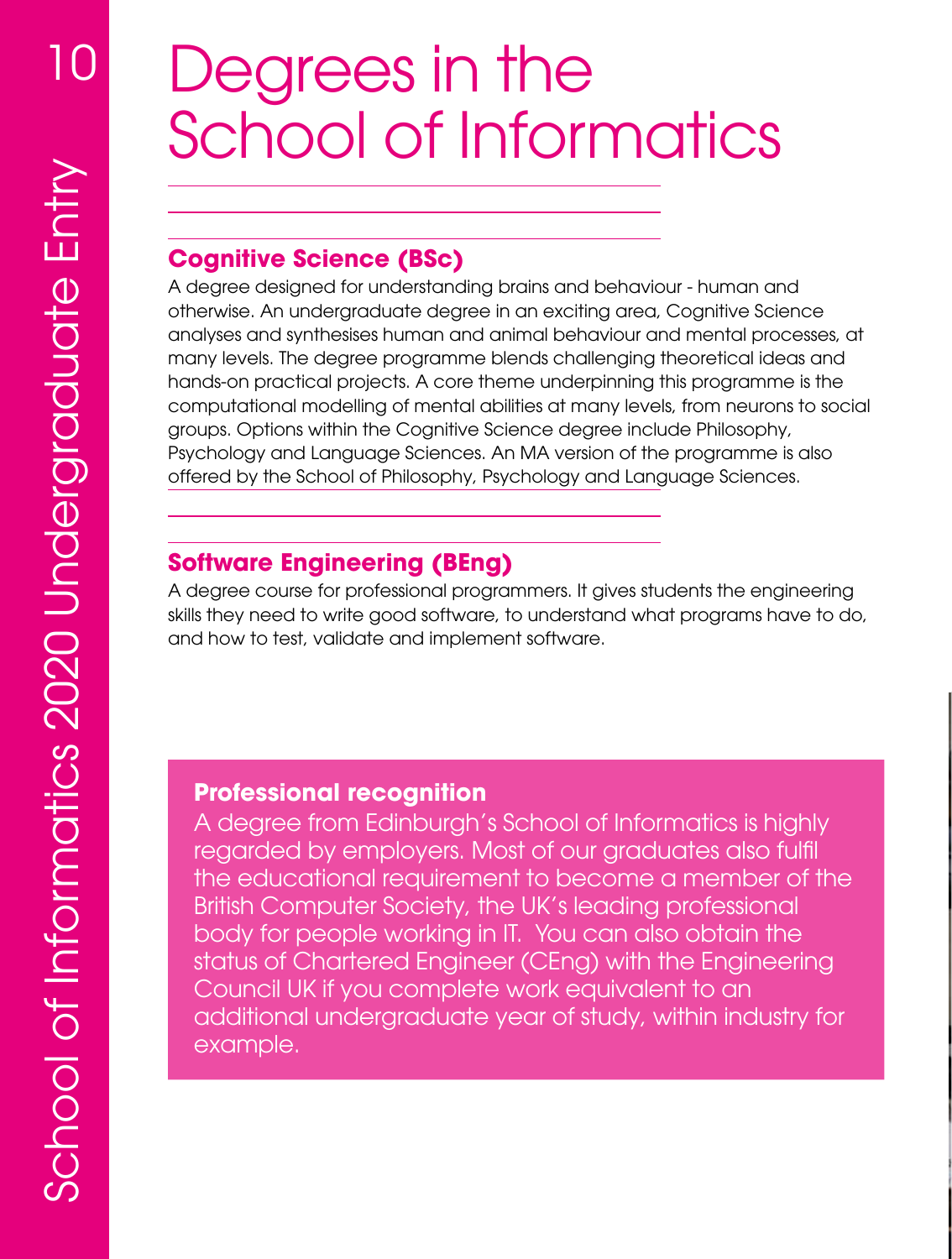# Degrees in the School of Informatics

## Cognitive Science (BSc)

A degree designed for understanding brains and behaviour - human and otherwise. An undergraduate degree in an exciting area, Cognitive Science analyses and synthesises human and animal behaviour and mental processes, at many levels. The degree programme blends challenging theoretical ideas and hands-on practical projects. A core theme underpinning this programme is the computational modelling of mental abilities at many levels, from neurons to social groups. Options within the Cognitive Science degree include Philosophy, Psychology and Language Sciences. An MA version of the programme is also offered by the School of Philosophy, Psychology and Language Sciences.

## Software Engineering (BEng)

A degree course for professional programmers. It gives students the engineering skills they need to write good software, to understand what programs have to do, and how to test, validate and implement software.

**Professional recognition**

A degree from Edinburgh's School of Informatics is highly regarded by employers. Most of our graduates also fulfil the educational requirement to become a member of the British Computer Society, the UK's leading professional body for people working in IT. You can also obtain the status of Chartered Engineer (CEng) with the Engineering Council UK if you complete work equivalent to an additional undergraduate year of study, within industry for example.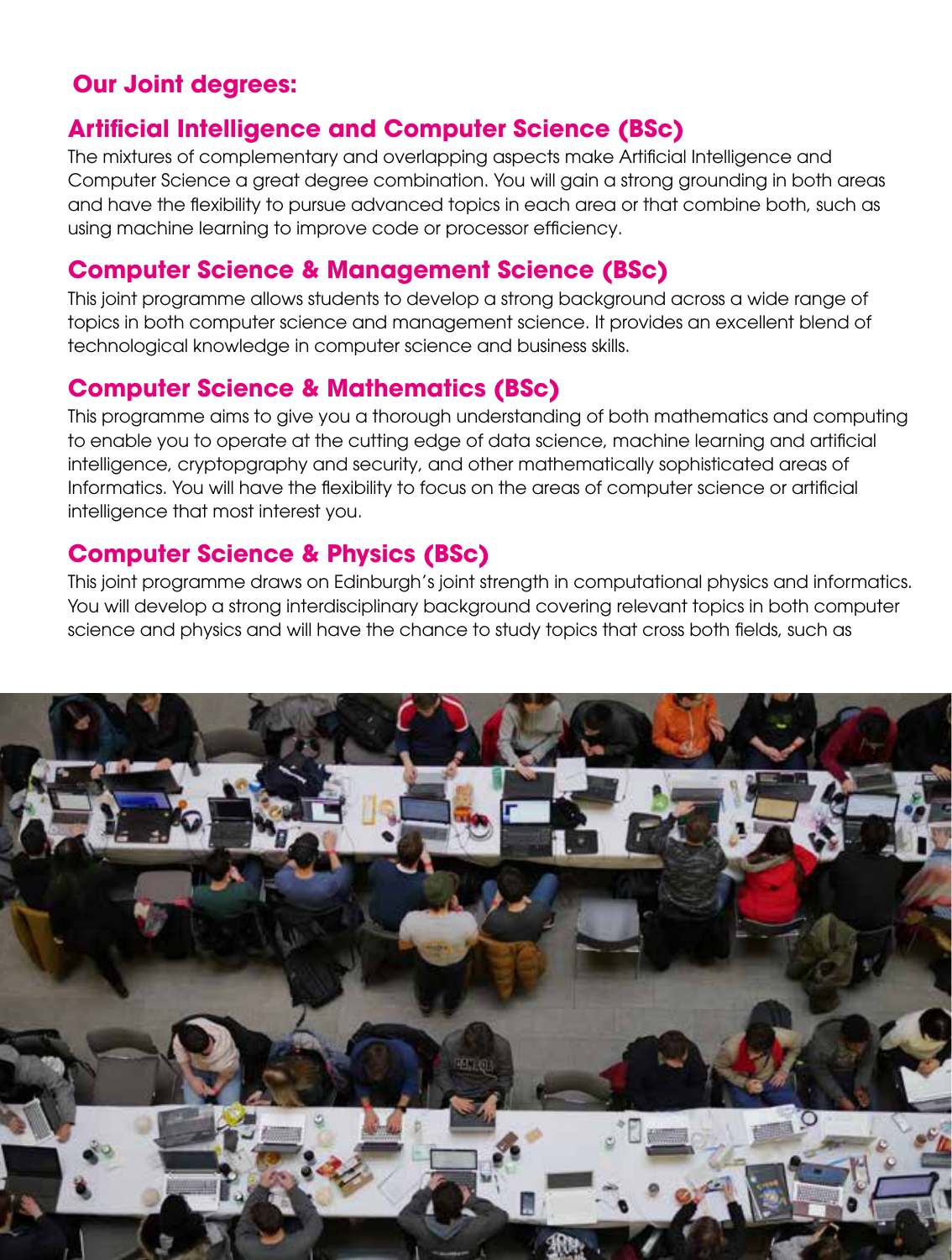## Our Joint degrees:

### Artificial Intelligence and Computer Science (BSc)

The mixtures of complementary and overlapping aspects make Artificial Intelligence and Computer Science a great degree combination. You will gain a strong grounding in both areas and have the flexibility to pursue advanced topics in each area or that combine both, such as using machine learning to improve code or processor efficiency.

### Computer Science & Management Science (BSc)

This joint programme allows students to develop a strong background across a wide range of topics in both computer science and management science. It provides an excellent blend of technological knowledge in computer science and business skills.

### Computer Science & Mathematics (BSc)

This programme aims to give you a thorough understanding of both mathematics and computing to enable you to operate at the cutting edge of data science, machine learning and artificial intelligence, cryptopgraphy and security, and other mathematically sophisticated areas of Informatics. You will have the flexibility to focus on the areas of computer science or artificial intelligence that most interest you.

### Computer Science & Physics (BSc)

This joint programme draws on Edinburgh's joint strength in computational physics and informatics. You will develop a strong interdisciplinary background covering relevant topics in both computer science and physics and will have the chance to study topics that cross both fields, such as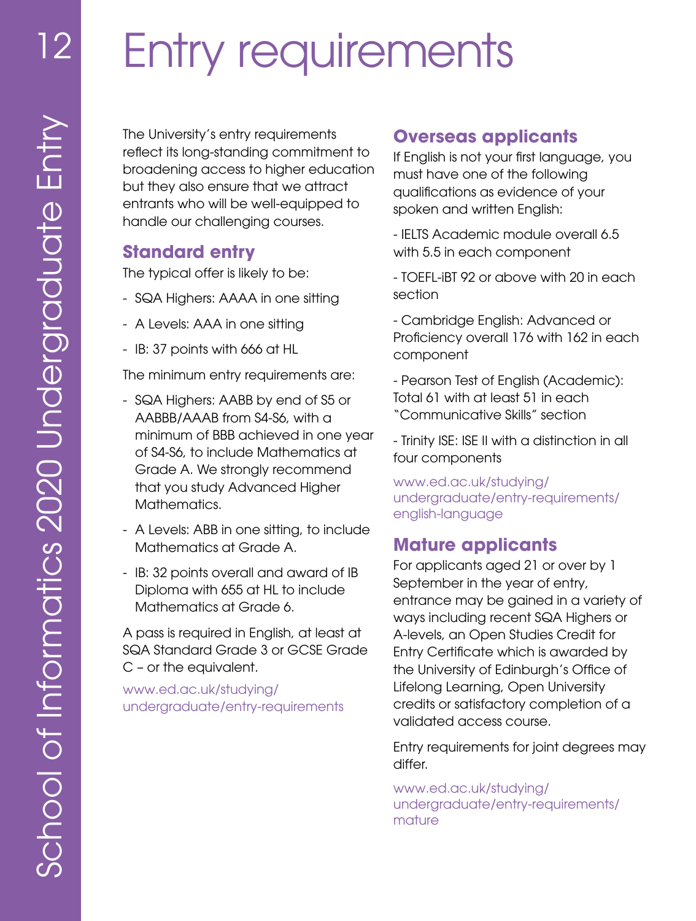# Entry requirements

The University's entry requirements reflect its long-standing commitment to broadening access to higher education but they also ensure that we attract entrants who will be well-equipped to handle our challenging courses.

## Standard entry

The typical offer is likely to be:

- SQA Highers: AAAA in one sitting
- A Levels: AAA in one sitting
- IB: 37 points with 666 at HL

The minimum entry requirements are:

- SQA Highers: AABB by end of S5 or AABBB/AAAB from S4-S6, with a minimum of BBB achieved in one year of S4-S6, to include Mathematics at Grade A. We strongly recommend that you study Advanced Higher Mathematics.
- A Levels: ABB in one sitting, to include Mathematics at Grade A.
- IB: 32 points overall and award of IB Diploma with 655 at HL to include Mathematics at Grade 6.

A pass is required in English, at least at SQA Standard Grade 3 or GCSE Grade C – or the equivalent.

www.ed.ac.uk/studying/undergraduate/entry-requirements

## Overseas applicants

If English is not your first language, you must have one of the following qualifications as evidence of your spoken and written English:

- IELTS Academic module overall 6.5 with 5.5 in each component
- TOEFL-iBT 92 or above with 20 in each section
- Cambridge English: Advanced or Proficiency overall 176 with 162 in each component
- Pearson Test of English (Academic): Total 61 with at least 51 in each "Communicative Skills" section
- Trinity ISE: ISE II with a distinction in all four components

www.ed.ac.uk/studying/undergraduate/entry-requirements/english-language

## Mature applicants

For applicants aged 21 or over by 1 September in the year of entry, entrance may be gained in a variety of ways including recent SQA Highers or A-levels, an Open Studies Credit for Entry Certificate which is awarded by the University of Edinburgh's Office of Lifelong Learning, Open University credits or satisfactory completion of a validated access course.

Entry requirements for joint degrees may differ.

www.ed.ac.uk/studying/undergraduate/entry-requirements/mature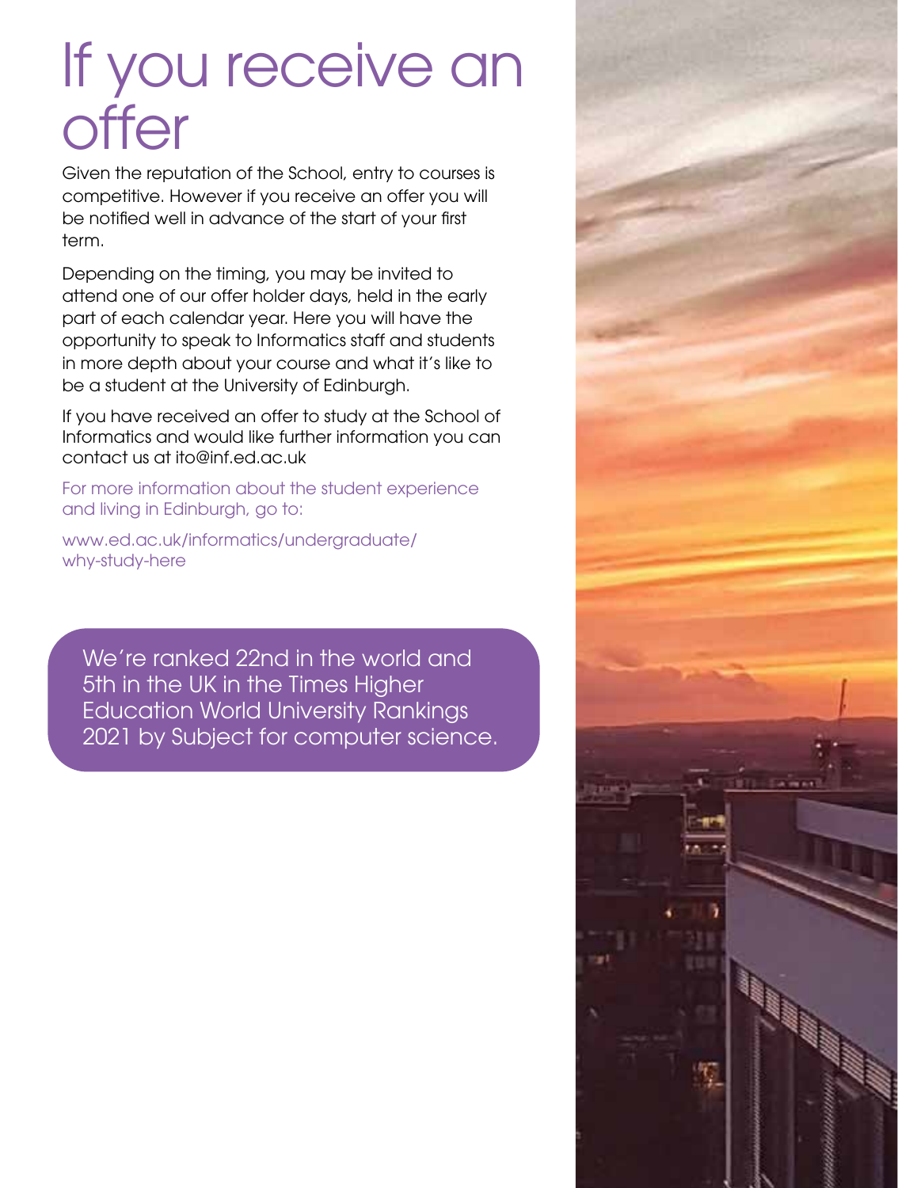# If you receive an offer

Given the reputation of the School, entry to courses is competitive. However if you receive an offer you will be notified well in advance of the start of your first term.

Depending on the timing, you may be invited to attend one of our offer holder days, held in the early part of each calendar year. Here you will have the opportunity to speak to Informatics staff and students in more depth about your course and what it's like to be a student at the University of Edinburgh.

If you have received an offer to study at the School of Informatics and would like further information you can contact us at ito@inf.ed.ac.uk

For more information about the student experience and living in Edinburgh, go to:

www.ed.ac.uk/informatics/undergraduate/why-study-here

We're ranked 22nd in the world and 5th in the UK in the Times Higher Education World University Rankings 2021 by Subject for computer science.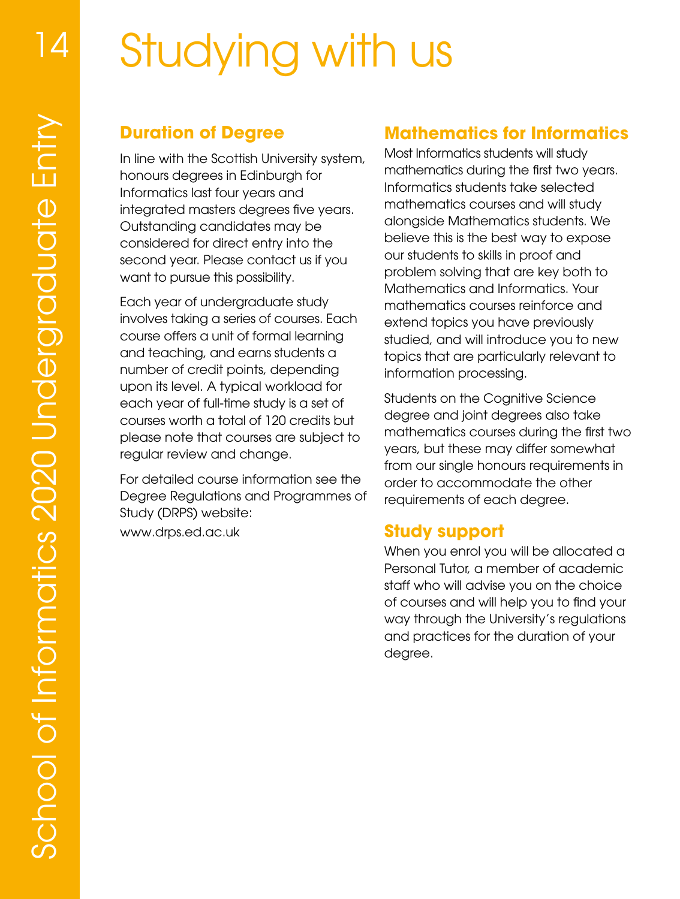# Studying with us

## Duration of Degree

In line with the Scottish University system, honours degrees in Edinburgh for Informatics last four years and integrated masters degrees five years. Outstanding candidates may be considered for direct entry into the second year. Please contact us if you want to pursue this possibility.

Each year of undergraduate study involves taking a series of courses. Each course offers a unit of formal learning and teaching, and earns students a number of credit points, depending upon its level. A typical workload for each year of full-time study is a set of courses worth a total of 120 credits but please note that courses are subject to regular review and change.

For detailed course information see the Degree Regulations and Programmes of Study (DRPS) website:
www.drps.ed.ac.uk

## Mathematics for Informatics

Most Informatics students will study mathematics during the first two years. Informatics students take selected mathematics courses and will study alongside Mathematics students. We believe this is the best way to expose our students to skills in proof and problem solving that are key both to Mathematics and Informatics. Your mathematics courses reinforce and extend topics you have previously studied, and will introduce you to new topics that are particularly relevant to information processing.

Students on the Cognitive Science degree and joint degrees also take mathematics courses during the first two years, but these may differ somewhat from our single honours requirements in order to accommodate the other requirements of each degree.

## Study support

When you enrol you will be allocated a Personal Tutor, a member of academic staff who will advise you on the choice of courses and will help you to find your way through the University's regulations and practices for the duration of your degree.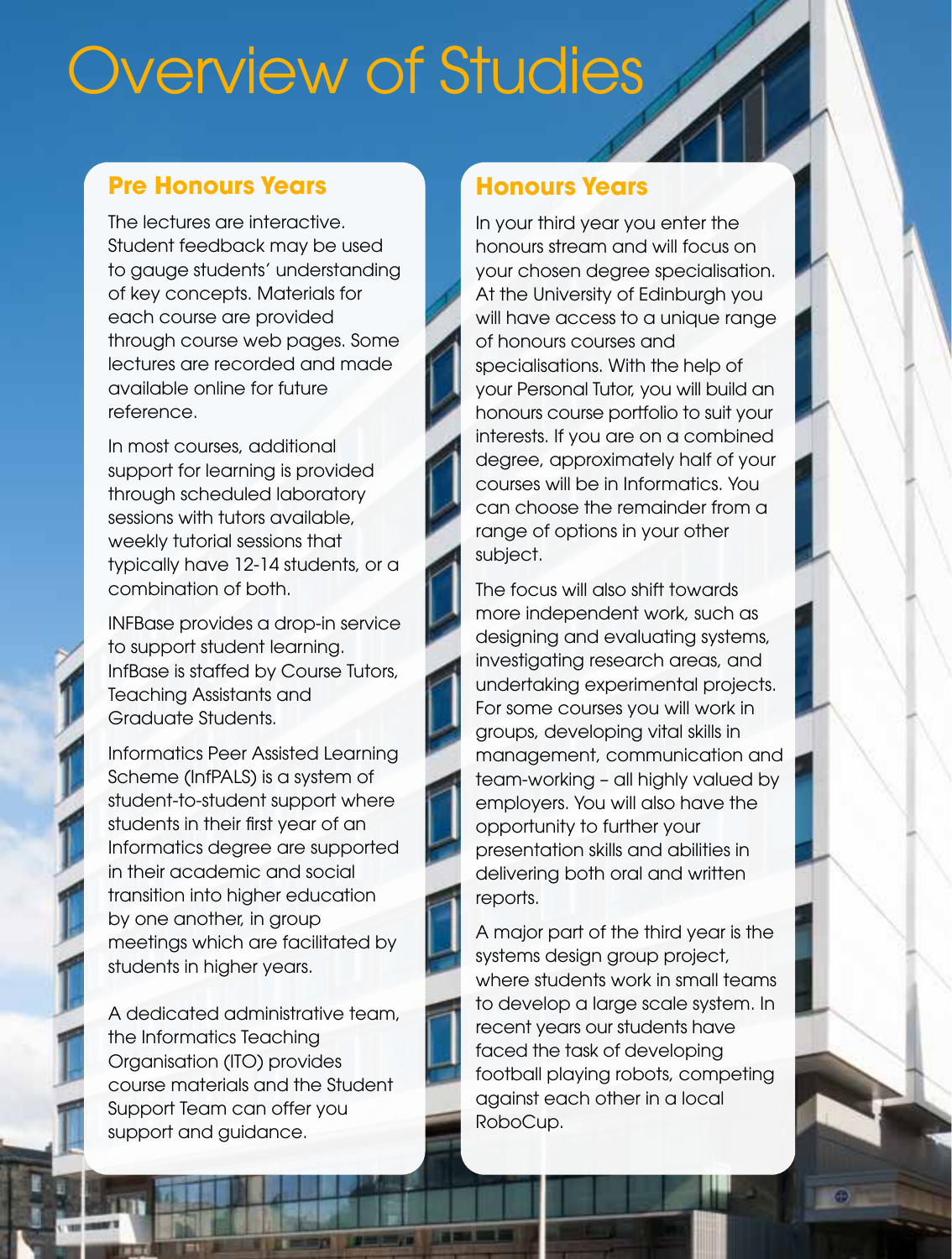# Overview of Studies

## Pre Honours Years

The lectures are interactive. Student feedback may be used to gauge students' understanding of key concepts. Materials for each course are provided through course web pages. Some lectures are recorded and made available online for future reference.

In most courses, additional support for learning is provided through scheduled laboratory sessions with tutors available, weekly tutorial sessions that typically have 12-14 students, or a combination of both.

INFBase provides a drop-in service to support student learning. InfBase is staffed by Course Tutors, Teaching Assistants and Graduate Students.

Informatics Peer Assisted Learning Scheme (InfPALS) is a system of student-to-student support where students in their first year of an Informatics degree are supported in their academic and social transition into higher education by one another, in group meetings which are facilitated by students in higher years.

A dedicated administrative team, the Informatics Teaching Organisation (ITO) provides course materials and the Student Support Team can offer you support and guidance.

## Honours Years

In your third year you enter the honours stream and will focus on your chosen degree specialisation. At the University of Edinburgh you will have access to a unique range of honours courses and specialisations. With the help of your Personal Tutor, you will build an honours course portfolio to suit your interests. If you are on a combined degree, approximately half of your courses will be in Informatics. You can choose the remainder from a range of options in your other subject.

The focus will also shift towards more independent work, such as designing and evaluating systems, investigating research areas, and undertaking experimental projects. For some courses you will work in groups, developing vital skills in management, communication and team-working – all highly valued by employers. You will also have the opportunity to further your presentation skills and abilities in delivering both oral and written reports.

A major part of the third year is the systems design group project, where students work in small teams to develop a large scale system. In recent years our students have faced the task of developing football playing robots, competing against each other in a local RoboCup.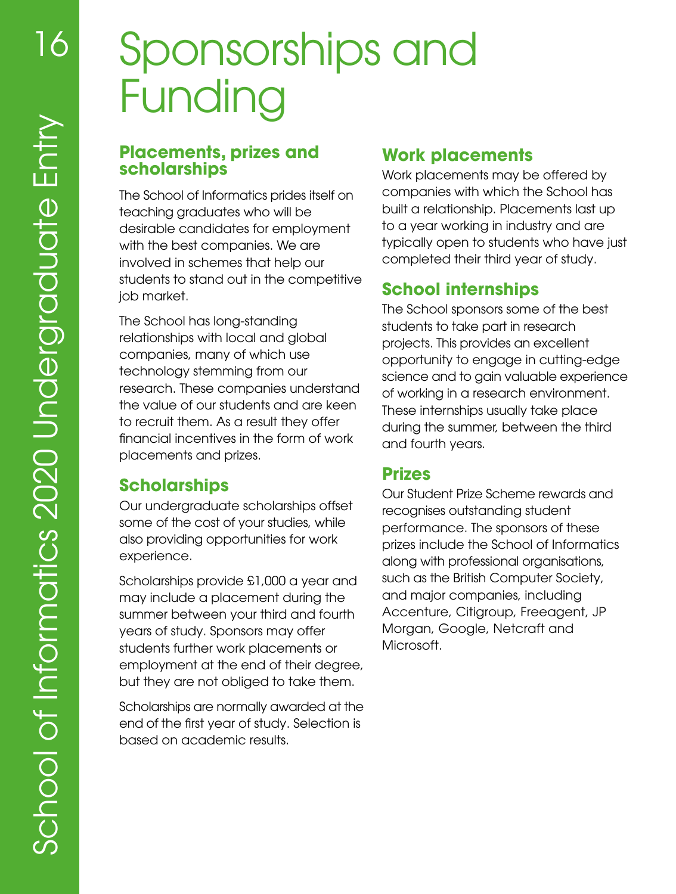# Sponsorships and Funding

## Placements, prizes and scholarships

The School of Informatics prides itself on teaching graduates who will be desirable candidates for employment with the best companies. We are involved in schemes that help our students to stand out in the competitive job market.

The School has long-standing relationships with local and global companies, many of which use technology stemming from our research. These companies understand the value of our students and are keen to recruit them. As a result they offer financial incentives in the form of work placements and prizes.

## Scholarships

Our undergraduate scholarships offset some of the cost of your studies, while also providing opportunities for work experience.

Scholarships provide £1,000 a year and may include a placement during the summer between your third and fourth years of study. Sponsors may offer students further work placements or employment at the end of their degree, but they are not obliged to take them.

Scholarships are normally awarded at the end of the first year of study. Selection is based on academic results.

## Work placements

Work placements may be offered by companies with which the School has built a relationship. Placements last up to a year working in industry and are typically open to students who have just completed their third year of study.

## School internships

The School sponsors some of the best students to take part in research projects. This provides an excellent opportunity to engage in cutting-edge science and to gain valuable experience of working in a research environment. These internships usually take place during the summer, between the third and fourth years.

## Prizes

Our Student Prize Scheme rewards and recognises outstanding student performance. The sponsors of these prizes include the School of Informatics along with professional organisations, such as the British Computer Society, and major companies, including Accenture, Citigroup, Freeagent, JP Morgan, Google, Netcraft and Microsoft.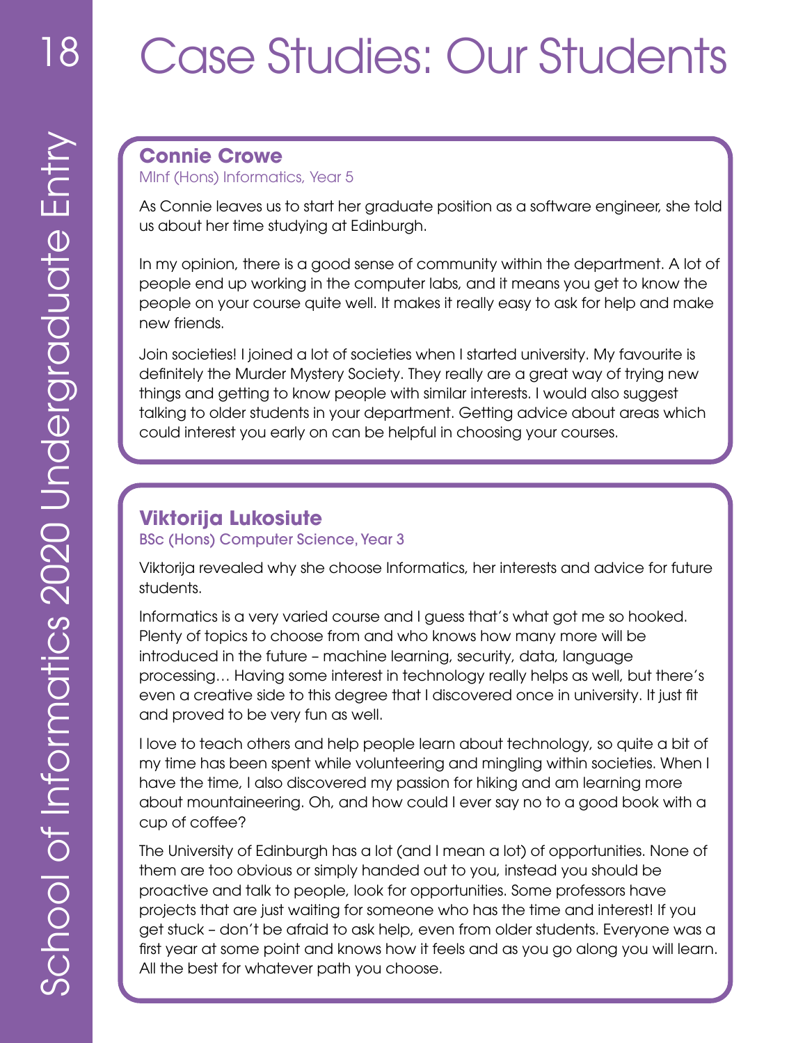# Case Studies: Our Students

## Connie Crowe

MInf (Hons) Informatics, Year 5

As Connie leaves us to start her graduate position as a software engineer, she told us about her time studying at Edinburgh.

In my opinion, there is a good sense of community within the department. A lot of people end up working in the computer labs, and it means you get to know the people on your course quite well. It makes it really easy to ask for help and make new friends.

Join societies! I joined a lot of societies when I started university. My favourite is definitely the Murder Mystery Society. They really are a great way of trying new things and getting to know people with similar interests. I would also suggest talking to older students in your department. Getting advice about areas which could interest you early on can be helpful in choosing your courses.

## Viktorija Lukosiute

BSc (Hons) Computer Science, Year 3

Viktorija revealed why she choose Informatics, her interests and advice for future students.

Informatics is a very varied course and I guess that's what got me so hooked. Plenty of topics to choose from and who knows how many more will be introduced in the future – machine learning, security, data, language processing… Having some interest in technology really helps as well, but there's even a creative side to this degree that I discovered once in university. It just fit and proved to be very fun as well.

I love to teach others and help people learn about technology, so quite a bit of my time has been spent while volunteering and mingling within societies. When I have the time, I also discovered my passion for hiking and am learning more about mountaineering. Oh, and how could I ever say no to a good book with a cup of coffee?

The University of Edinburgh has a lot (and I mean a lot) of opportunities. None of them are too obvious or simply handed out to you, instead you should be proactive and talk to people, look for opportunities. Some professors have projects that are just waiting for someone who has the time and interest! If you get stuck – don't be afraid to ask help, even from older students. Everyone was a first year at some point and knows how it feels and as you go along you will learn. All the best for whatever path you choose.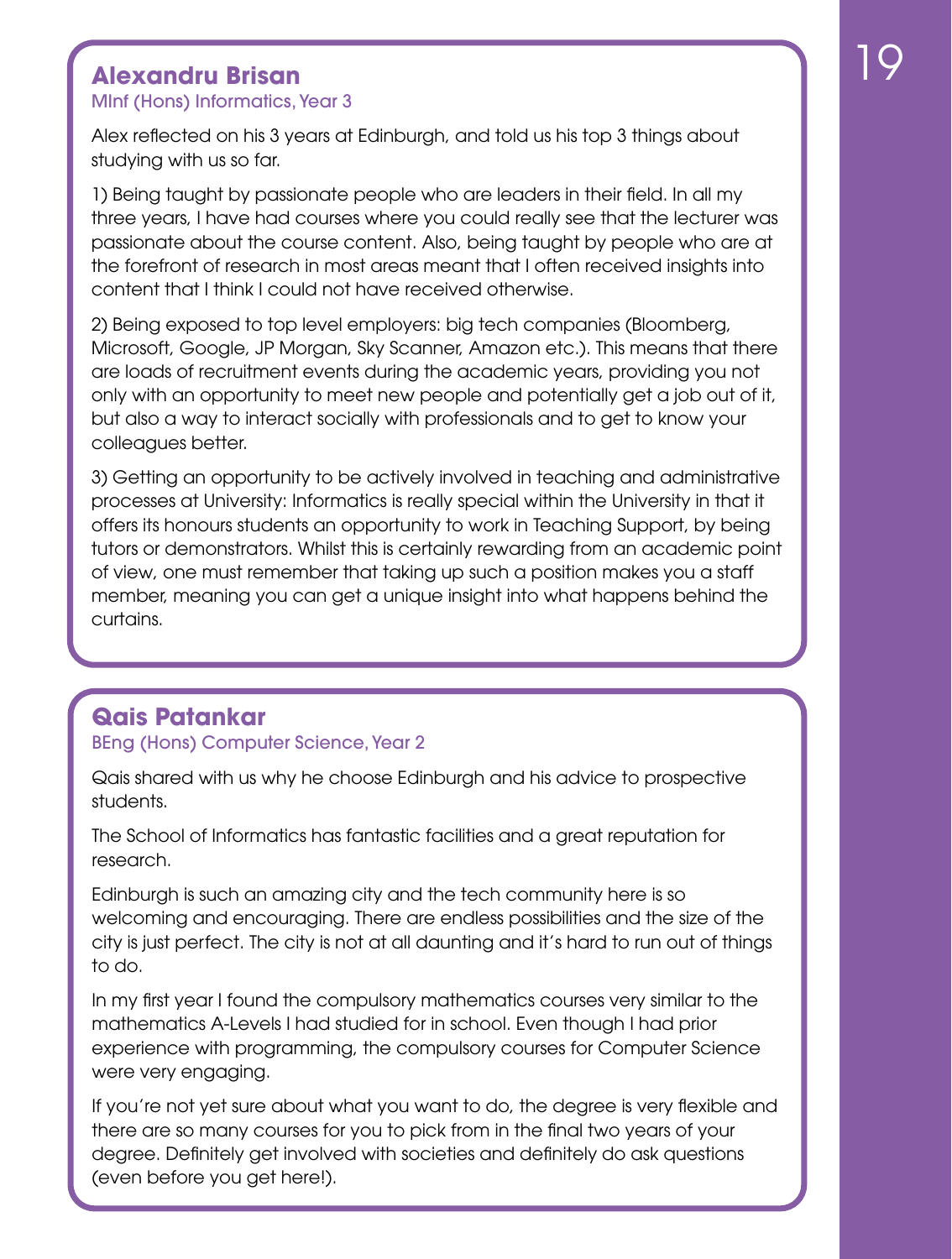## Alexandru Brisan

MInf (Hons) Informatics, Year 3

Alex reflected on his 3 years at Edinburgh, and told us his top 3 things about studying with us so far.

1) Being taught by passionate people who are leaders in their field. In all my three years, I have had courses where you could really see that the lecturer was passionate about the course content. Also, being taught by people who are at the forefront of research in most areas meant that I often received insights into content that I think I could not have received otherwise.

2) Being exposed to top level employers: big tech companies (Bloomberg, Microsoft, Google, JP Morgan, Sky Scanner, Amazon etc.). This means that there are loads of recruitment events during the academic years, providing you not only with an opportunity to meet new people and potentially get a job out of it, but also a way to interact socially with professionals and to get to know your colleagues better.

3) Getting an opportunity to be actively involved in teaching and administrative processes at University: Informatics is really special within the University in that it offers its honours students an opportunity to work in Teaching Support, by being tutors or demonstrators. Whilst this is certainly rewarding from an academic point of view, one must remember that taking up such a position makes you a staff member, meaning you can get a unique insight into what happens behind the curtains.

## Qais Patankar

BEng (Hons) Computer Science, Year 2

Qais shared with us why he choose Edinburgh and his advice to prospective students.

The School of Informatics has fantastic facilities and a great reputation for research.

Edinburgh is such an amazing city and the tech community here is so welcoming and encouraging. There are endless possibilities and the size of the city is just perfect. The city is not at all daunting and it's hard to run out of things to do.

In my first year I found the compulsory mathematics courses very similar to the mathematics A-Levels I had studied for in school. Even though I had prior experience with programming, the compulsory courses for Computer Science were very engaging.

If you're not yet sure about what you want to do, the degree is very flexible and there are so many courses for you to pick from in the final two years of your degree. Definitely get involved with societies and definitely do ask questions (even before you get here!).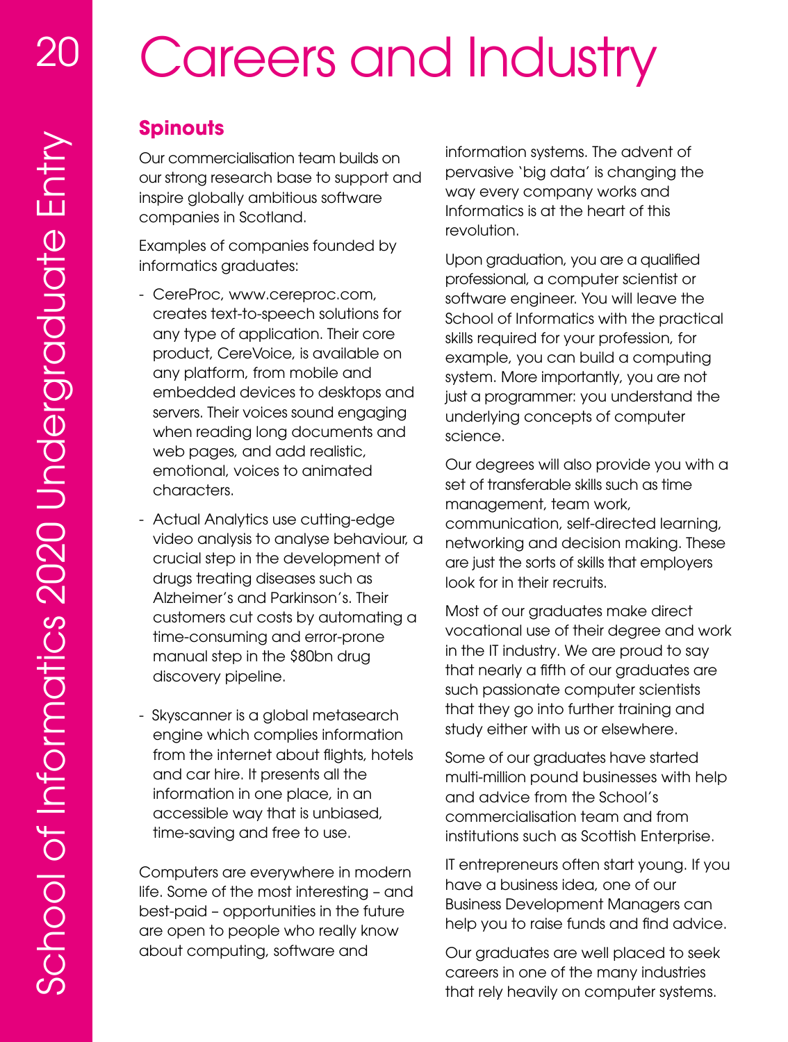# Careers and Industry

## Spinouts

Our commercialisation team builds on our strong research base to support and inspire globally ambitious software companies in Scotland.

Examples of companies founded by informatics graduates:

- CereProc, www.cereproc.com, creates text-to-speech solutions for any type of application. Their core product, CereVoice, is available on any platform, from mobile and embedded devices to desktops and servers. Their voices sound engaging when reading long documents and web pages, and add realistic, emotional, voices to animated characters.
- Actual Analytics use cutting-edge video analysis to analyse behaviour, a crucial step in the development of drugs treating diseases such as Alzheimer's and Parkinson's. Their customers cut costs by automating a time-consuming and error-prone manual step in the $80bn drug discovery pipeline.
- Skyscanner is a global metasearch engine which complies information from the internet about flights, hotels and car hire. It presents all the information in one place, in an accessible way that is unbiased, time-saving and free to use.

Computers are everywhere in modern life. Some of the most interesting – and best-paid – opportunities in the future are open to people who really know about computing, software and information systems. The advent of pervasive 'big data' is changing the way every company works and Informatics is at the heart of this revolution.

Upon graduation, you are a qualified professional, a computer scientist or software engineer. You will leave the School of Informatics with the practical skills required for your profession, for example, you can build a computing system. More importantly, you are not just a programmer: you understand the underlying concepts of computer science.

Our degrees will also provide you with a set of transferable skills such as time management, team work, communication, self-directed learning, networking and decision making. These are just the sorts of skills that employers look for in their recruits.

Most of our graduates make direct vocational use of their degree and work in the IT industry. We are proud to say that nearly a fifth of our graduates are such passionate computer scientists that they go into further training and study either with us or elsewhere.

Some of our graduates have started multi-million pound businesses with help and advice from the School's commercialisation team and from institutions such as Scottish Enterprise.

IT entrepreneurs often start young. If you have a business idea, one of our Business Development Managers can help you to raise funds and find advice.

Our graduates are well placed to seek careers in one of the many industries that rely heavily on computer systems.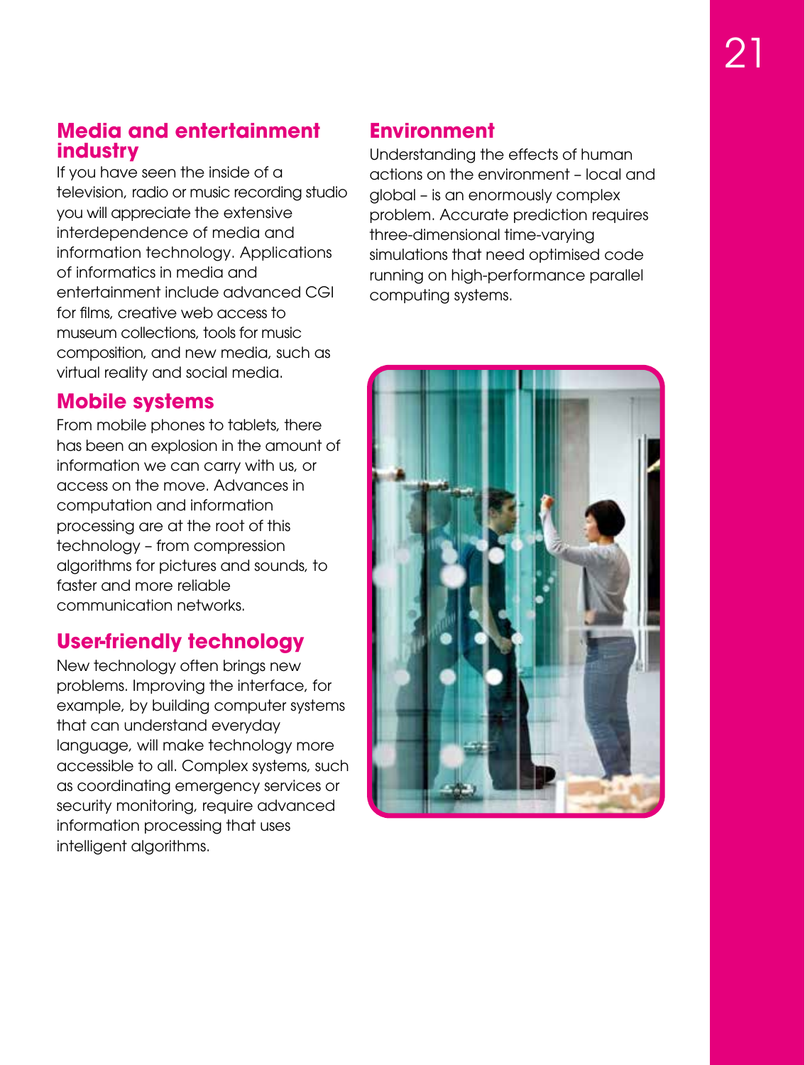## Media and entertainment industry

If you have seen the inside of a television, radio or music recording studio you will appreciate the extensive interdependence of media and information technology. Applications of informatics in media and entertainment include advanced CGI for films, creative web access to museum collections, tools for music composition, and new media, such as virtual reality and social media.

## Mobile systems

From mobile phones to tablets, there has been an explosion in the amount of information we can carry with us, or access on the move. Advances in computation and information processing are at the root of this technology – from compression algorithms for pictures and sounds, to faster and more reliable communication networks.

## User-friendly technology

New technology often brings new problems. Improving the interface, for example, by building computer systems that can understand everyday language, will make technology more accessible to all. Complex systems, such as coordinating emergency services or security monitoring, require advanced information processing that uses intelligent algorithms.

## Environment

Understanding the effects of human actions on the environment – local and global – is an enormously complex problem. Accurate prediction requires three-dimensional time-varying simulations that need optimised code running on high-performance parallel computing systems.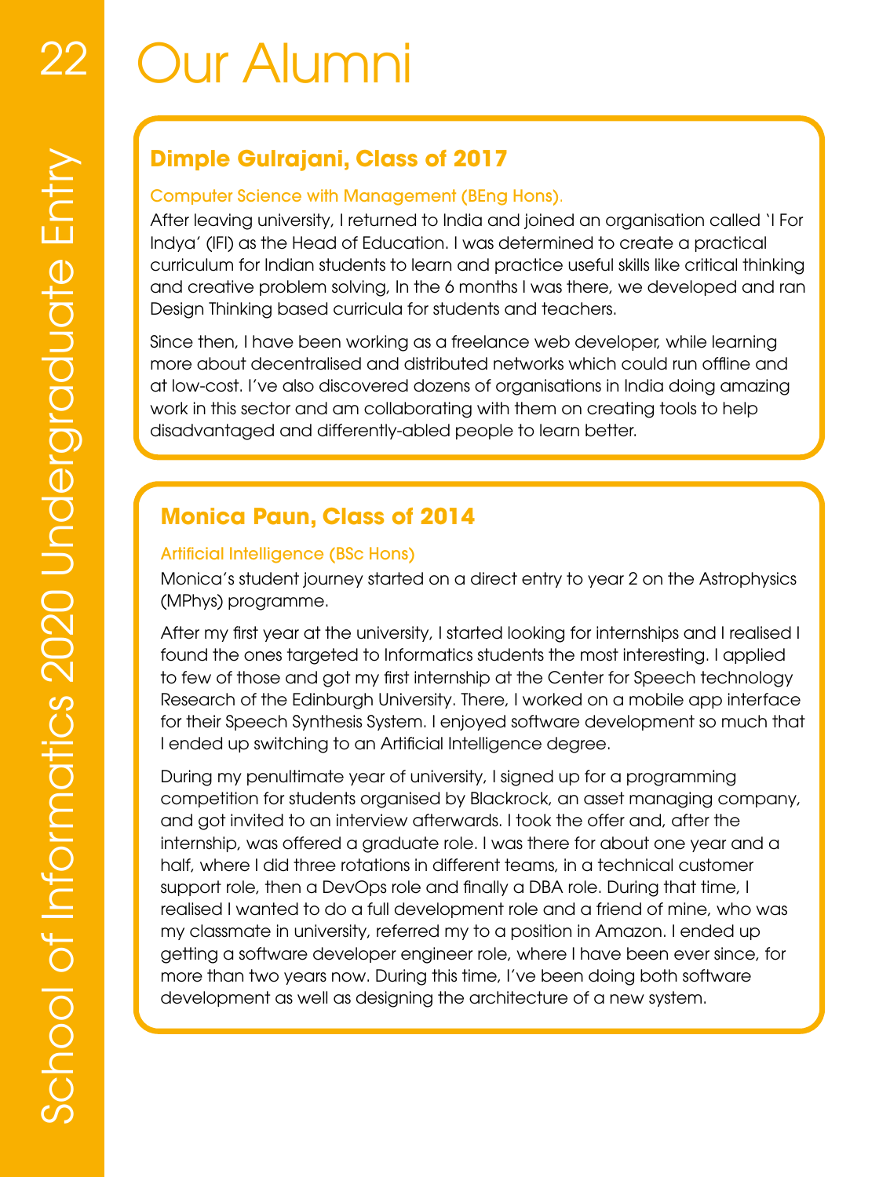# Our Alumni

## Dimple Gulrajani, Class of 2017

Computer Science with Management (BEng Hons).

After leaving university, I returned to India and joined an organisation called 'I For Indya' (IFI) as the Head of Education. I was determined to create a practical curriculum for Indian students to learn and practice useful skills like critical thinking and creative problem solving, In the 6 months I was there, we developed and ran Design Thinking based curricula for students and teachers.

Since then, I have been working as a freelance web developer, while learning more about decentralised and distributed networks which could run offline and at low-cost. I've also discovered dozens of organisations in India doing amazing work in this sector and am collaborating with them on creating tools to help disadvantaged and differently-abled people to learn better.

## Monica Paun, Class of 2014

Artificial Intelligence (BSc Hons)

Monica's student journey started on a direct entry to year 2 on the Astrophysics (MPhys) programme.

After my first year at the university, I started looking for internships and I realised I found the ones targeted to Informatics students the most interesting. I applied to few of those and got my first internship at the Center for Speech technology Research of the Edinburgh University. There, I worked on a mobile app interface for their Speech Synthesis System. I enjoyed software development so much that I ended up switching to an Artificial Intelligence degree.

During my penultimate year of university, I signed up for a programming competition for students organised by Blackrock, an asset managing company, and got invited to an interview afterwards. I took the offer and, after the internship, was offered a graduate role. I was there for about one year and a half, where I did three rotations in different teams, in a technical customer support role, then a DevOps role and finally a DBA role. During that time, I realised I wanted to do a full development role and a friend of mine, who was my classmate in university, referred my to a position in Amazon. I ended up getting a software developer engineer role, where I have been ever since, for more than two years now. During this time, I've been doing both software development as well as designing the architecture of a new system.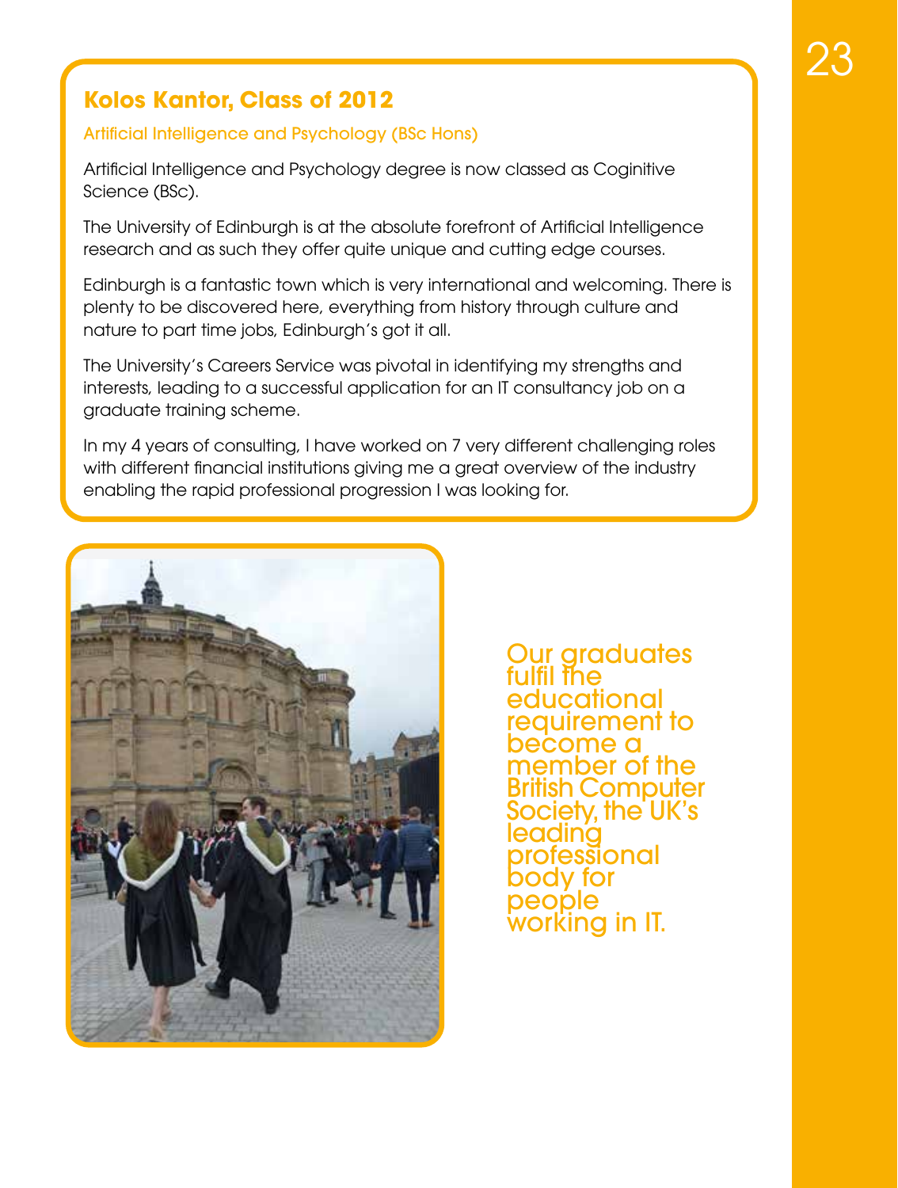## Kolos Kantor, Class of 2012

Artificial Intelligence and Psychology (BSc Hons)

Artificial Intelligence and Psychology degree is now classed as Coginitive Science (BSc).

The University of Edinburgh is at the absolute forefront of Artificial Intelligence research and as such they offer quite unique and cutting edge courses.

Edinburgh is a fantastic town which is very international and welcoming. There is plenty to be discovered here, everything from history through culture and nature to part time jobs, Edinburgh's got it all.

The University's Careers Service was pivotal in identifying my strengths and interests, leading to a successful application for an IT consultancy job on a graduate training scheme.

In my 4 years of consulting, I have worked on 7 very different challenging roles with different financial institutions giving me a great overview of the industry enabling the rapid professional progression I was looking for.

Our graduates fulfil the educational requirement to become a member of the British Computer Society, the UK's leading professional body for people working in IT.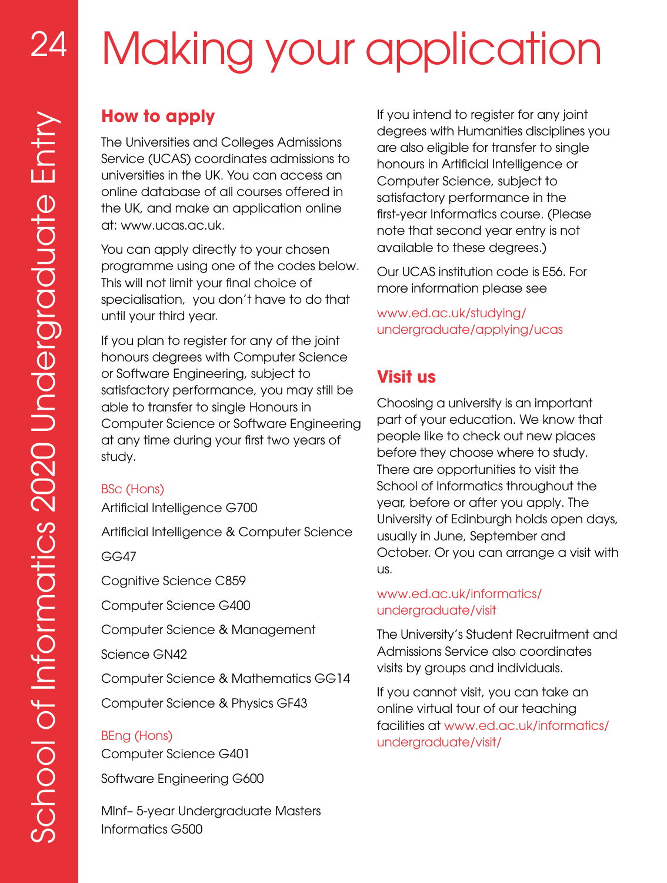# Making your application

## How to apply

The Universities and Colleges Admissions Service (UCAS) coordinates admissions to universities in the UK. You can access an online database of all courses offered in the UK, and make an application online at: www.ucas.ac.uk.

You can apply directly to your chosen programme using one of the codes below. This will not limit your final choice of specialisation, you don't have to do that until your third year.

If you plan to register for any of the joint honours degrees with Computer Science or Software Engineering, subject to satisfactory performance, you may still be able to transfer to single Honours in Computer Science or Software Engineering at any time during your first two years of study.

BSc (Hons)

Artificial Intelligence G700

Artificial Intelligence & Computer Science GG47

Cognitive Science C859

Computer Science G400

Computer Science & Management Science GN42

Computer Science & Mathematics GG14

Computer Science & Physics GF43

BEng (Hons)

Computer Science G401

Software Engineering G600

MInf– 5-year Undergraduate Masters Informatics G500

If you intend to register for any joint degrees with Humanities disciplines you are also eligible for transfer to single honours in Artificial Intelligence or Computer Science, subject to satisfactory performance in the first-year Informatics course. (Please note that second year entry is not available to these degrees.)

Our UCAS institution code is E56. For more information please see

www.ed.ac.uk/studying/undergraduate/applying/ucas

## Visit us

Choosing a university is an important part of your education. We know that people like to check out new places before they choose where to study. There are opportunities to visit the School of Informatics throughout the year, before or after you apply. The University of Edinburgh holds open days, usually in June, September and October. Or you can arrange a visit with us.

www.ed.ac.uk/informatics/undergraduate/visit

The University's Student Recruitment and Admissions Service also coordinates visits by groups and individuals.

If you cannot visit, you can take an online virtual tour of our teaching facilities at www.ed.ac.uk/informatics/undergraduate/visit/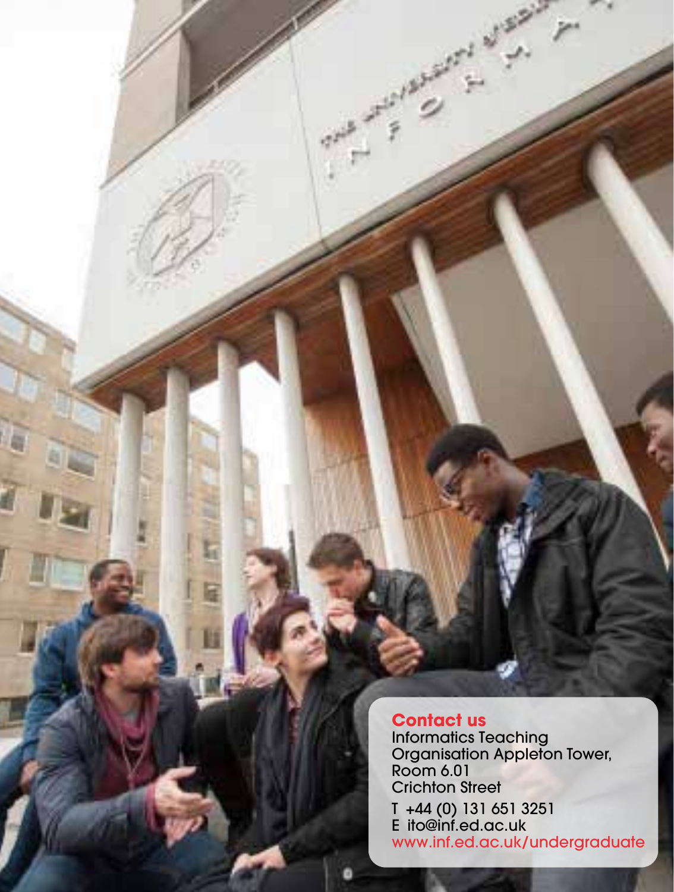## Contact us

Informatics Teaching Organisation Appleton Tower, Room 6.01
Crichton Street

T +44 (0) 131 651 3251
E ito@inf.ed.ac.uk
www.inf.ed.ac.uk/undergraduate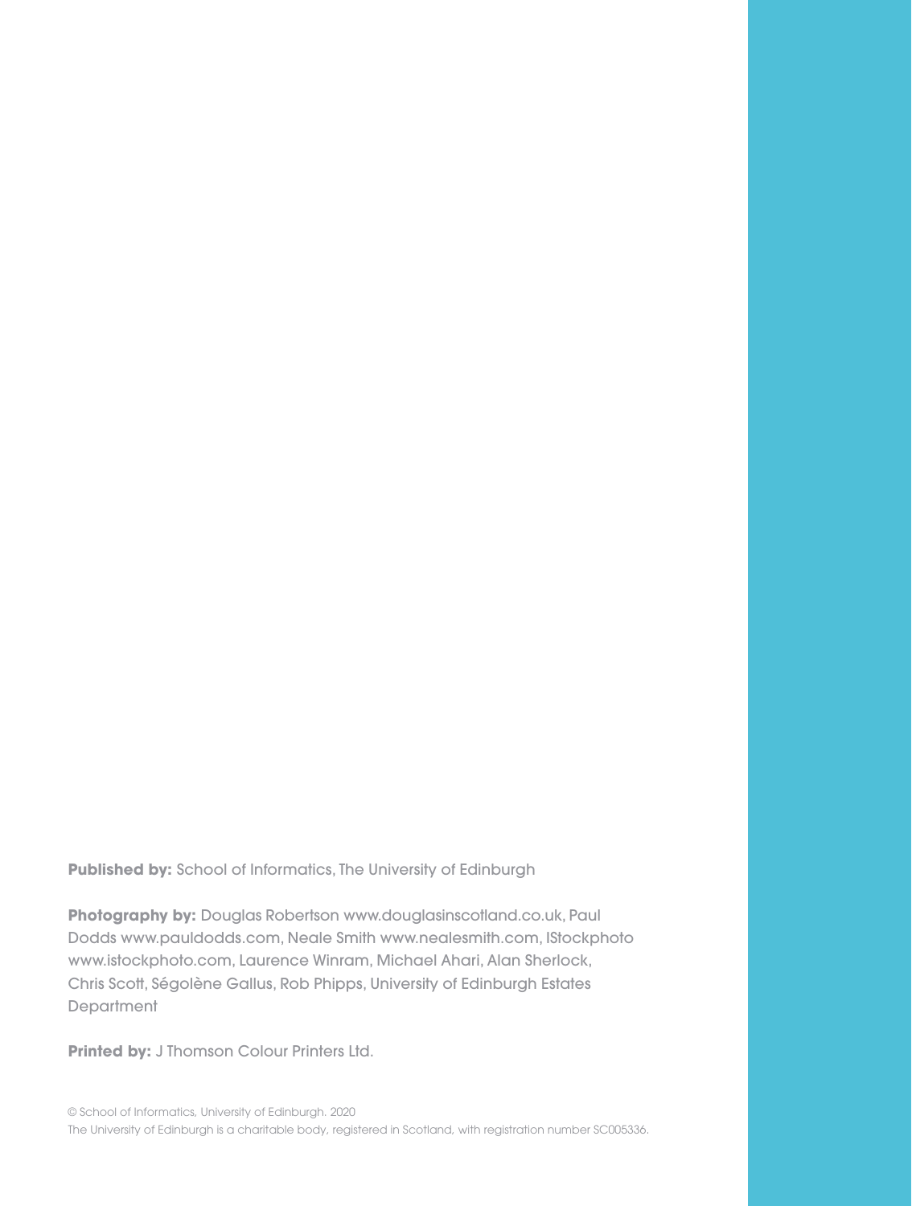**Published by:** School of Informatics, The University of Edinburgh

**Photography by:** Douglas Robertson www.douglasinscotland.co.uk, Paul Dodds www.pauldodds.com, Neale Smith www.nealesmith.com, IStockphoto www.istockphoto.com, Laurence Winram, Michael Ahari, Alan Sherlock, Chris Scott, Ségolène Gallus, Rob Phipps, University of Edinburgh Estates Department

**Printed by:** J Thomson Colour Printers Ltd.

© School of Informatics, University of Edinburgh. 2020
The University of Edinburgh is a charitable body, registered in Scotland, with registration number SC005336.